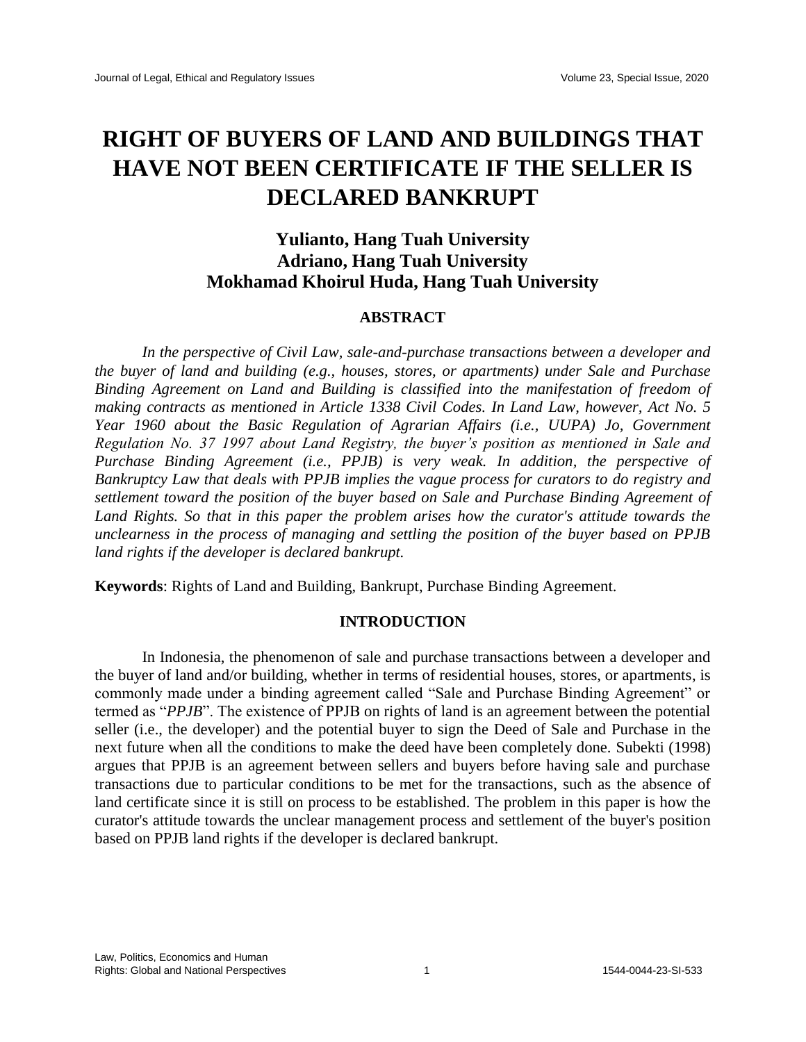# RIGHT OF BUYERS OF LAND AND BUILDINGS THAT HAVE NOT BEEN CERTIFICATE IF THE SELLER IS DECLARED BANKRUPT

**Yulianto, Hang Tuah University**
**Adriano, Hang Tuah University**
**Mokhamad Khoirul Huda, Hang Tuah University**

## ABSTRACT

*In the perspective of Civil Law, sale-and-purchase transactions between a developer and the buyer of land and building (e.g., houses, stores, or apartments) under Sale and Purchase Binding Agreement on Land and Building is classified into the manifestation of freedom of making contracts as mentioned in Article 1338 Civil Codes. In Land Law, however, Act No. 5 Year 1960 about the Basic Regulation of Agrarian Affairs (i.e., UUPA) Jo, Government Regulation No. 37 1997 about Land Registry, the buyer's position as mentioned in Sale and Purchase Binding Agreement (i.e., PPJB) is very weak. In addition, the perspective of Bankruptcy Law that deals with PPJB implies the vague process for curators to do registry and settlement toward the position of the buyer based on Sale and Purchase Binding Agreement of Land Rights. So that in this paper the problem arises how the curator's attitude towards the unclearness in the process of managing and settling the position of the buyer based on PPJB land rights if the developer is declared bankrupt.*

**Keywords**: Rights of Land and Building, Bankrupt, Purchase Binding Agreement.

## INTRODUCTION

In Indonesia, the phenomenon of sale and purchase transactions between a developer and the buyer of land and/or building, whether in terms of residential houses, stores, or apartments, is commonly made under a binding agreement called "Sale and Purchase Binding Agreement" or termed as "*PPJB*". The existence of PPJB on rights of land is an agreement between the potential seller (i.e., the developer) and the potential buyer to sign the Deed of Sale and Purchase in the next future when all the conditions to make the deed have been completely done. Subekti (1998) argues that PPJB is an agreement between sellers and buyers before having sale and purchase transactions due to particular conditions to be met for the transactions, such as the absence of land certificate since it is still on process to be established. The problem in this paper is how the curator's attitude towards the unclear management process and settlement of the buyer's position based on PPJB land rights if the developer is declared bankrupt.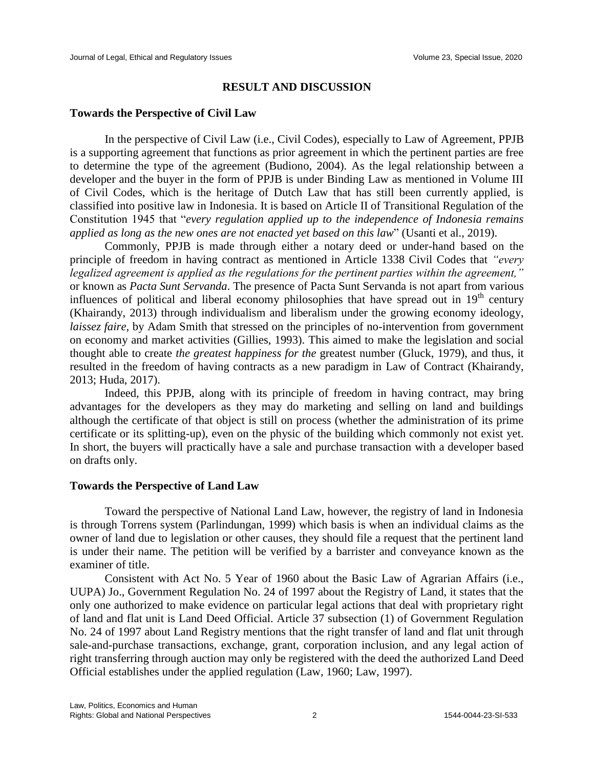## RESULT AND DISCUSSION

### Towards the Perspective of Civil Law

In the perspective of Civil Law (i.e., Civil Codes), especially to Law of Agreement, PPJB is a supporting agreement that functions as prior agreement in which the pertinent parties are free to determine the type of the agreement (Budiono, 2004). As the legal relationship between a developer and the buyer in the form of PPJB is under Binding Law as mentioned in Volume III of Civil Codes, which is the heritage of Dutch Law that has still been currently applied, is classified into positive law in Indonesia. It is based on Article II of Transitional Regulation of the Constitution 1945 that "*every regulation applied up to the independence of Indonesia remains applied as long as the new ones are not enacted yet based on this law*" (Usanti et al., 2019).

Commonly, PPJB is made through either a notary deed or under-hand based on the principle of freedom in having contract as mentioned in Article 1338 Civil Codes that *"every legalized agreement is applied as the regulations for the pertinent parties within the agreement,"* or known as *Pacta Sunt Servanda*. The presence of Pacta Sunt Servanda is not apart from various influences of political and liberal economy philosophies that have spread out in 19th century (Khairandy, 2013) through individualism and liberalism under the growing economy ideology, *laissez faire*, by Adam Smith that stressed on the principles of no-intervention from government on economy and market activities (Gillies, 1993). This aimed to make the legislation and social thought able to create *the greatest happiness for the* greatest number (Gluck, 1979), and thus, it resulted in the freedom of having contracts as a new paradigm in Law of Contract (Khairandy, 2013; Huda, 2017).

Indeed, this PPJB, along with its principle of freedom in having contract, may bring advantages for the developers as they may do marketing and selling on land and buildings although the certificate of that object is still on process (whether the administration of its prime certificate or its splitting-up), even on the physic of the building which commonly not exist yet. In short, the buyers will practically have a sale and purchase transaction with a developer based on drafts only.

### Towards the Perspective of Land Law

Toward the perspective of National Land Law, however, the registry of land in Indonesia is through Torrens system (Parlindungan, 1999) which basis is when an individual claims as the owner of land due to legislation or other causes, they should file a request that the pertinent land is under their name. The petition will be verified by a barrister and conveyance known as the examiner of title.

Consistent with Act No. 5 Year of 1960 about the Basic Law of Agrarian Affairs (i.e., UUPA) Jo., Government Regulation No. 24 of 1997 about the Registry of Land, it states that the only one authorized to make evidence on particular legal actions that deal with proprietary right of land and flat unit is Land Deed Official. Article 37 subsection (1) of Government Regulation No. 24 of 1997 about Land Registry mentions that the right transfer of land and flat unit through sale-and-purchase transactions, exchange, grant, corporation inclusion, and any legal action of right transferring through auction may only be registered with the deed the authorized Land Deed Official establishes under the applied regulation (Law, 1960; Law, 1997).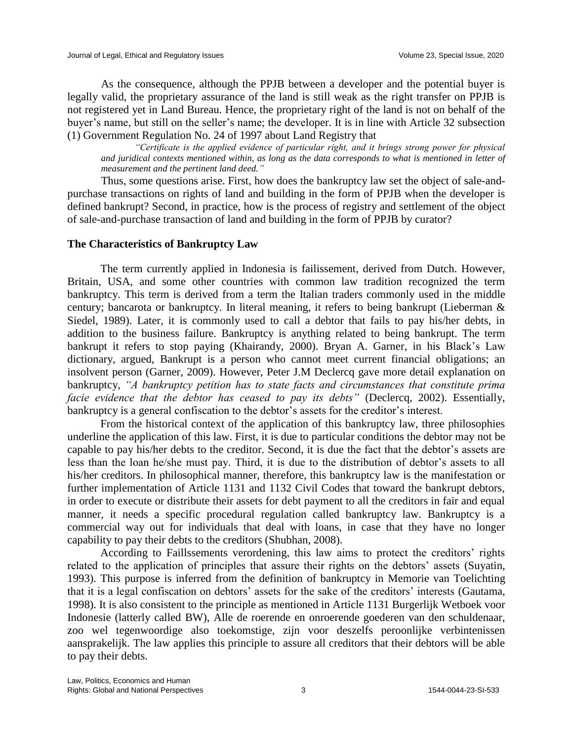As the consequence, although the PPJB between a developer and the potential buyer is legally valid, the proprietary assurance of the land is still weak as the right transfer on PPJB is not registered yet in Land Bureau. Hence, the proprietary right of the land is not on behalf of the buyer's name, but still on the seller's name; the developer. It is in line with Article 32 subsection (1) Government Regulation No. 24 of 1997 about Land Registry that

> *"Certificate is the applied evidence of particular right, and it brings strong power for physical and juridical contexts mentioned within, as long as the data corresponds to what is mentioned in letter of measurement and the pertinent land deed."*

Thus, some questions arise. First, how does the bankruptcy law set the object of sale-and-purchase transactions on rights of land and building in the form of PPJB when the developer is defined bankrupt? Second, in practice, how is the process of registry and settlement of the object of sale-and-purchase transaction of land and building in the form of PPJB by curator?

## The Characteristics of Bankruptcy Law

The term currently applied in Indonesia is failissement, derived from Dutch. However, Britain, USA, and some other countries with common law tradition recognized the term bankruptcy. This term is derived from a term the Italian traders commonly used in the middle century; bancarota or bankruptcy. In literal meaning, it refers to being bankrupt (Lieberman & Siedel, 1989). Later, it is commonly used to call a debtor that fails to pay his/her debts, in addition to the business failure. Bankruptcy is anything related to being bankrupt. The term bankrupt it refers to stop paying (Khairandy, 2000). Bryan A. Garner, in his Black's Law dictionary, argued, Bankrupt is a person who cannot meet current financial obligations; an insolvent person (Garner, 2009). However, Peter J.M Declercq gave more detail explanation on bankruptcy, *"A bankruptcy petition has to state facts and circumstances that constitute prima facie evidence that the debtor has ceased to pay its debts"* (Declercq, 2002). Essentially, bankruptcy is a general confiscation to the debtor's assets for the creditor's interest.

From the historical context of the application of this bankruptcy law, three philosophies underline the application of this law. First, it is due to particular conditions the debtor may not be capable to pay his/her debts to the creditor. Second, it is due the fact that the debtor's assets are less than the loan he/she must pay. Third, it is due to the distribution of debtor's assets to all his/her creditors. In philosophical manner, therefore, this bankruptcy law is the manifestation or further implementation of Article 1131 and 1132 Civil Codes that toward the bankrupt debtors, in order to execute or distribute their assets for debt payment to all the creditors in fair and equal manner, it needs a specific procedural regulation called bankruptcy law. Bankruptcy is a commercial way out for individuals that deal with loans, in case that they have no longer capability to pay their debts to the creditors (Shubhan, 2008).

According to Faillssements verordening, this law aims to protect the creditors' rights related to the application of principles that assure their rights on the debtors' assets (Suyatin, 1993). This purpose is inferred from the definition of bankruptcy in Memorie van Toelichting that it is a legal confiscation on debtors' assets for the sake of the creditors' interests (Gautama, 1998). It is also consistent to the principle as mentioned in Article 1131 Burgerlijk Wetboek voor Indonesie (latterly called BW), Alle de roerende en onroerende goederen van den schuldenaar, zoo wel tegenwoordige also toekomstige, zijn voor deszelfs peroonlijke verbintenissen aansprakelijk. The law applies this principle to assure all creditors that their debtors will be able to pay their debts.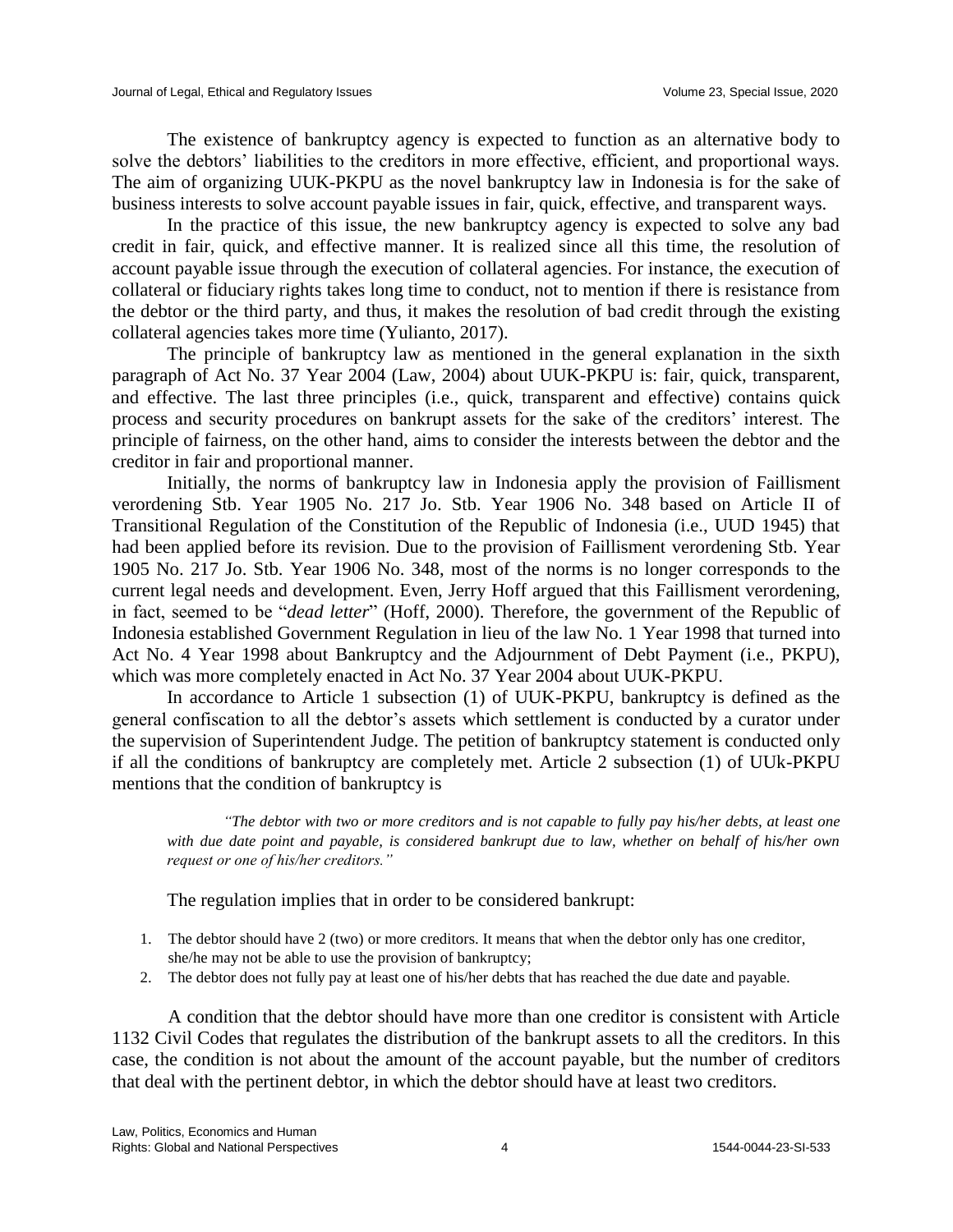The existence of bankruptcy agency is expected to function as an alternative body to solve the debtors' liabilities to the creditors in more effective, efficient, and proportional ways. The aim of organizing UUK-PKPU as the novel bankruptcy law in Indonesia is for the sake of business interests to solve account payable issues in fair, quick, effective, and transparent ways.

In the practice of this issue, the new bankruptcy agency is expected to solve any bad credit in fair, quick, and effective manner. It is realized since all this time, the resolution of account payable issue through the execution of collateral agencies. For instance, the execution of collateral or fiduciary rights takes long time to conduct, not to mention if there is resistance from the debtor or the third party, and thus, it makes the resolution of bad credit through the existing collateral agencies takes more time (Yulianto, 2017).

The principle of bankruptcy law as mentioned in the general explanation in the sixth paragraph of Act No. 37 Year 2004 (Law, 2004) about UUK-PKPU is: fair, quick, transparent, and effective. The last three principles (i.e., quick, transparent and effective) contains quick process and security procedures on bankrupt assets for the sake of the creditors' interest. The principle of fairness, on the other hand, aims to consider the interests between the debtor and the creditor in fair and proportional manner.

Initially, the norms of bankruptcy law in Indonesia apply the provision of Faillisment verordening Stb. Year 1905 No. 217 Jo. Stb. Year 1906 No. 348 based on Article II of Transitional Regulation of the Constitution of the Republic of Indonesia (i.e., UUD 1945) that had been applied before its revision. Due to the provision of Faillisment verordening Stb. Year 1905 No. 217 Jo. Stb. Year 1906 No. 348, most of the norms is no longer corresponds to the current legal needs and development. Even, Jerry Hoff argued that this Faillisment verordening, in fact, seemed to be "*dead letter*" (Hoff, 2000). Therefore, the government of the Republic of Indonesia established Government Regulation in lieu of the law No. 1 Year 1998 that turned into Act No. 4 Year 1998 about Bankruptcy and the Adjournment of Debt Payment (i.e., PKPU), which was more completely enacted in Act No. 37 Year 2004 about UUK-PKPU.

In accordance to Article 1 subsection (1) of UUK-PKPU, bankruptcy is defined as the general confiscation to all the debtor's assets which settlement is conducted by a curator under the supervision of Superintendent Judge. The petition of bankruptcy statement is conducted only if all the conditions of bankruptcy are completely met. Article 2 subsection (1) of UUk-PKPU mentions that the condition of bankruptcy is

> *"The debtor with two or more creditors and is not capable to fully pay his/her debts, at least one with due date point and payable, is considered bankrupt due to law, whether on behalf of his/her own request or one of his/her creditors."*

The regulation implies that in order to be considered bankrupt:

1. The debtor should have 2 (two) or more creditors. It means that when the debtor only has one creditor, she/he may not be able to use the provision of bankruptcy;
2. The debtor does not fully pay at least one of his/her debts that has reached the due date and payable.

A condition that the debtor should have more than one creditor is consistent with Article 1132 Civil Codes that regulates the distribution of the bankrupt assets to all the creditors. In this case, the condition is not about the amount of the account payable, but the number of creditors that deal with the pertinent debtor, in which the debtor should have at least two creditors.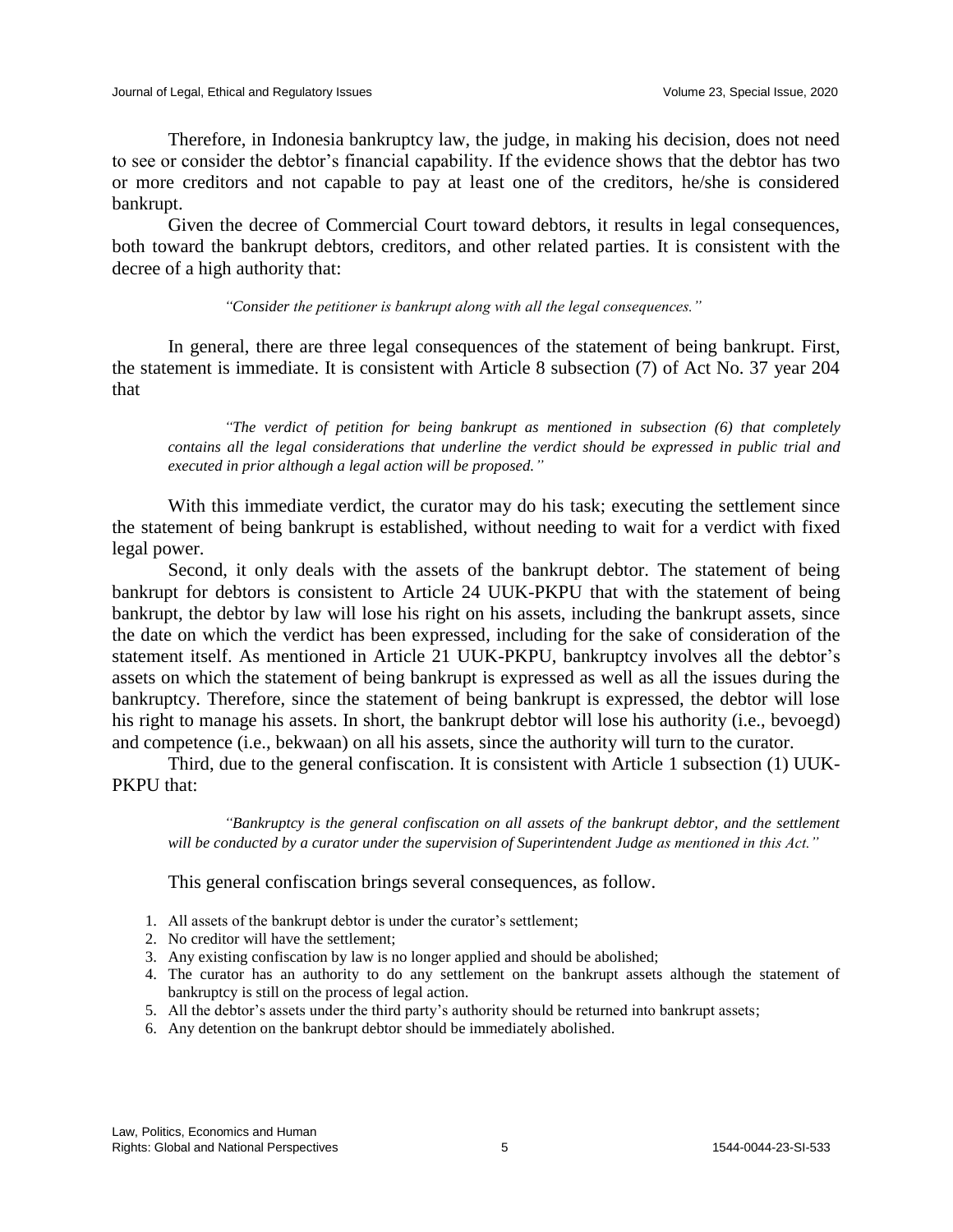Therefore, in Indonesia bankruptcy law, the judge, in making his decision, does not need to see or consider the debtor's financial capability. If the evidence shows that the debtor has two or more creditors and not capable to pay at least one of the creditors, he/she is considered bankrupt.

Given the decree of Commercial Court toward debtors, it results in legal consequences, both toward the bankrupt debtors, creditors, and other related parties. It is consistent with the decree of a high authority that:

> *"Consider the petitioner is bankrupt along with all the legal consequences."*

In general, there are three legal consequences of the statement of being bankrupt. First, the statement is immediate. It is consistent with Article 8 subsection (7) of Act No. 37 year 204 that

> *"The verdict of petition for being bankrupt as mentioned in subsection (6) that completely contains all the legal considerations that underline the verdict should be expressed in public trial and executed in prior although a legal action will be proposed."*

With this immediate verdict, the curator may do his task; executing the settlement since the statement of being bankrupt is established, without needing to wait for a verdict with fixed legal power.

Second, it only deals with the assets of the bankrupt debtor. The statement of being bankrupt for debtors is consistent to Article 24 UUK-PKPU that with the statement of being bankrupt, the debtor by law will lose his right on his assets, including the bankrupt assets, since the date on which the verdict has been expressed, including for the sake of consideration of the statement itself. As mentioned in Article 21 UUK-PKPU, bankruptcy involves all the debtor's assets on which the statement of being bankrupt is expressed as well as all the issues during the bankruptcy. Therefore, since the statement of being bankrupt is expressed, the debtor will lose his right to manage his assets. In short, the bankrupt debtor will lose his authority (i.e., bevoegd) and competence (i.e., bekwaan) on all his assets, since the authority will turn to the curator.

Third, due to the general confiscation. It is consistent with Article 1 subsection (1) UUK-PKPU that:

> *"Bankruptcy is the general confiscation on all assets of the bankrupt debtor, and the settlement will be conducted by a curator under the supervision of Superintendent Judge as mentioned in this Act."*

This general confiscation brings several consequences, as follow.

1. All assets of the bankrupt debtor is under the curator's settlement;
2. No creditor will have the settlement;
3. Any existing confiscation by law is no longer applied and should be abolished;
4. The curator has an authority to do any settlement on the bankrupt assets although the statement of bankruptcy is still on the process of legal action.
5. All the debtor's assets under the third party's authority should be returned into bankrupt assets;
6. Any detention on the bankrupt debtor should be immediately abolished.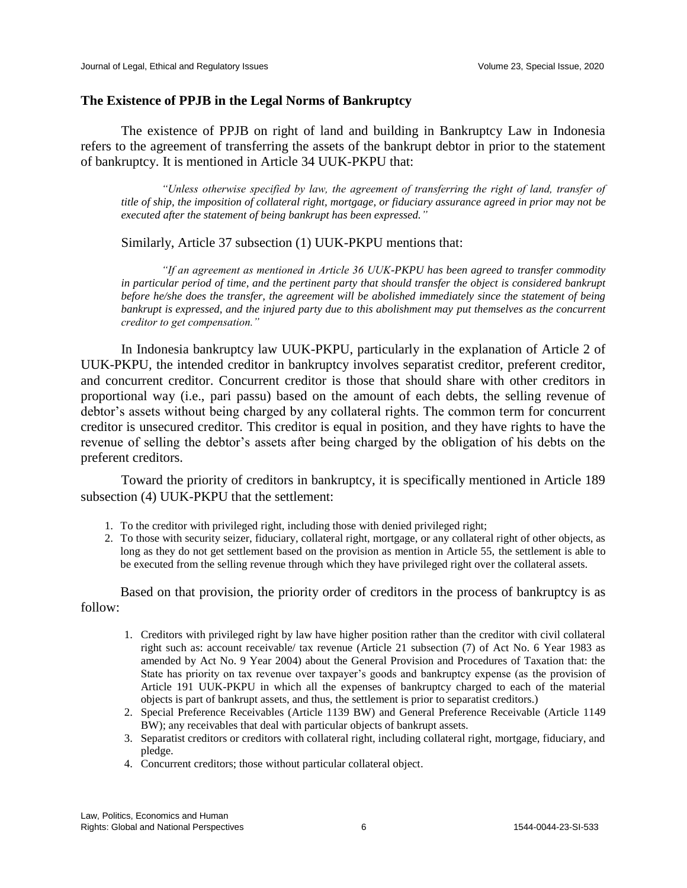### The Existence of PPJB in the Legal Norms of Bankruptcy

The existence of PPJB on right of land and building in Bankruptcy Law in Indonesia refers to the agreement of transferring the assets of the bankrupt debtor in prior to the statement of bankruptcy. It is mentioned in Article 34 UUK-PKPU that:

> *"Unless otherwise specified by law, the agreement of transferring the right of land, transfer of title of ship, the imposition of collateral right, mortgage, or fiduciary assurance agreed in prior may not be executed after the statement of being bankrupt has been expressed."*

Similarly, Article 37 subsection (1) UUK-PKPU mentions that:

> *"If an agreement as mentioned in Article 36 UUK-PKPU has been agreed to transfer commodity in particular period of time, and the pertinent party that should transfer the object is considered bankrupt before he/she does the transfer, the agreement will be abolished immediately since the statement of being bankrupt is expressed, and the injured party due to this abolishment may put themselves as the concurrent creditor to get compensation."*

In Indonesia bankruptcy law UUK-PKPU, particularly in the explanation of Article 2 of UUK-PKPU, the intended creditor in bankruptcy involves separatist creditor, preferent creditor, and concurrent creditor. Concurrent creditor is those that should share with other creditors in proportional way (i.e., pari passu) based on the amount of each debts, the selling revenue of debtor's assets without being charged by any collateral rights. The common term for concurrent creditor is unsecured creditor. This creditor is equal in position, and they have rights to have the revenue of selling the debtor's assets after being charged by the obligation of his debts on the preferent creditors.

Toward the priority of creditors in bankruptcy, it is specifically mentioned in Article 189 subsection (4) UUK-PKPU that the settlement:

1. To the creditor with privileged right, including those with denied privileged right;
2. To those with security seizer, fiduciary, collateral right, mortgage, or any collateral right of other objects, as long as they do not get settlement based on the provision as mention in Article 55, the settlement is able to be executed from the selling revenue through which they have privileged right over the collateral assets.

Based on that provision, the priority order of creditors in the process of bankruptcy is as follow:

1. Creditors with privileged right by law have higher position rather than the creditor with civil collateral right such as: account receivable/ tax revenue (Article 21 subsection (7) of Act No. 6 Year 1983 as amended by Act No. 9 Year 2004) about the General Provision and Procedures of Taxation that: the State has priority on tax revenue over taxpayer's goods and bankruptcy expense (as the provision of Article 191 UUK-PKPU in which all the expenses of bankruptcy charged to each of the material objects is part of bankrupt assets, and thus, the settlement is prior to separatist creditors.)
2. Special Preference Receivables (Article 1139 BW) and General Preference Receivable (Article 1149 BW); any receivables that deal with particular objects of bankrupt assets.
3. Separatist creditors or creditors with collateral right, including collateral right, mortgage, fiduciary, and pledge.
4. Concurrent creditors; those without particular collateral object.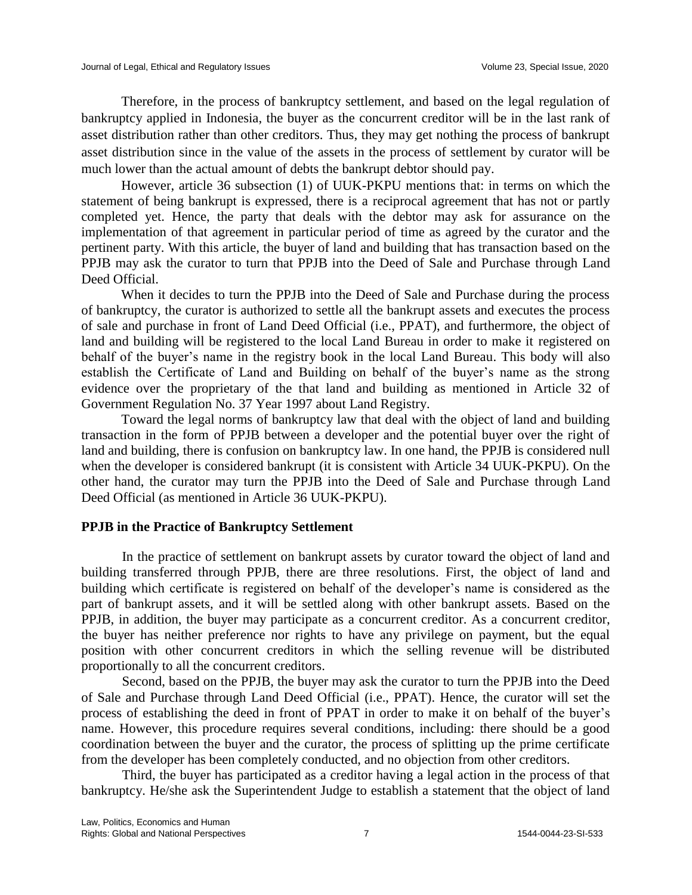Therefore, in the process of bankruptcy settlement, and based on the legal regulation of bankruptcy applied in Indonesia, the buyer as the concurrent creditor will be in the last rank of asset distribution rather than other creditors. Thus, they may get nothing the process of bankrupt asset distribution since in the value of the assets in the process of settlement by curator will be much lower than the actual amount of debts the bankrupt debtor should pay.

However, article 36 subsection (1) of UUK-PKPU mentions that: in terms on which the statement of being bankrupt is expressed, there is a reciprocal agreement that has not or partly completed yet. Hence, the party that deals with the debtor may ask for assurance on the implementation of that agreement in particular period of time as agreed by the curator and the pertinent party. With this article, the buyer of land and building that has transaction based on the PPJB may ask the curator to turn that PPJB into the Deed of Sale and Purchase through Land Deed Official.

When it decides to turn the PPJB into the Deed of Sale and Purchase during the process of bankruptcy, the curator is authorized to settle all the bankrupt assets and executes the process of sale and purchase in front of Land Deed Official (i.e., PPAT), and furthermore, the object of land and building will be registered to the local Land Bureau in order to make it registered on behalf of the buyer's name in the registry book in the local Land Bureau. This body will also establish the Certificate of Land and Building on behalf of the buyer's name as the strong evidence over the proprietary of the that land and building as mentioned in Article 32 of Government Regulation No. 37 Year 1997 about Land Registry.

Toward the legal norms of bankruptcy law that deal with the object of land and building transaction in the form of PPJB between a developer and the potential buyer over the right of land and building, there is confusion on bankruptcy law. In one hand, the PPJB is considered null when the developer is considered bankrupt (it is consistent with Article 34 UUK-PKPU). On the other hand, the curator may turn the PPJB into the Deed of Sale and Purchase through Land Deed Official (as mentioned in Article 36 UUK-PKPU).

## PPJB in the Practice of Bankruptcy Settlement

In the practice of settlement on bankrupt assets by curator toward the object of land and building transferred through PPJB, there are three resolutions. First, the object of land and building which certificate is registered on behalf of the developer's name is considered as the part of bankrupt assets, and it will be settled along with other bankrupt assets. Based on the PPJB, in addition, the buyer may participate as a concurrent creditor. As a concurrent creditor, the buyer has neither preference nor rights to have any privilege on payment, but the equal position with other concurrent creditors in which the selling revenue will be distributed proportionally to all the concurrent creditors.

Second, based on the PPJB, the buyer may ask the curator to turn the PPJB into the Deed of Sale and Purchase through Land Deed Official (i.e., PPAT). Hence, the curator will set the process of establishing the deed in front of PPAT in order to make it on behalf of the buyer's name. However, this procedure requires several conditions, including: there should be a good coordination between the buyer and the curator, the process of splitting up the prime certificate from the developer has been completely conducted, and no objection from other creditors.

Third, the buyer has participated as a creditor having a legal action in the process of that bankruptcy. He/she ask the Superintendent Judge to establish a statement that the object of land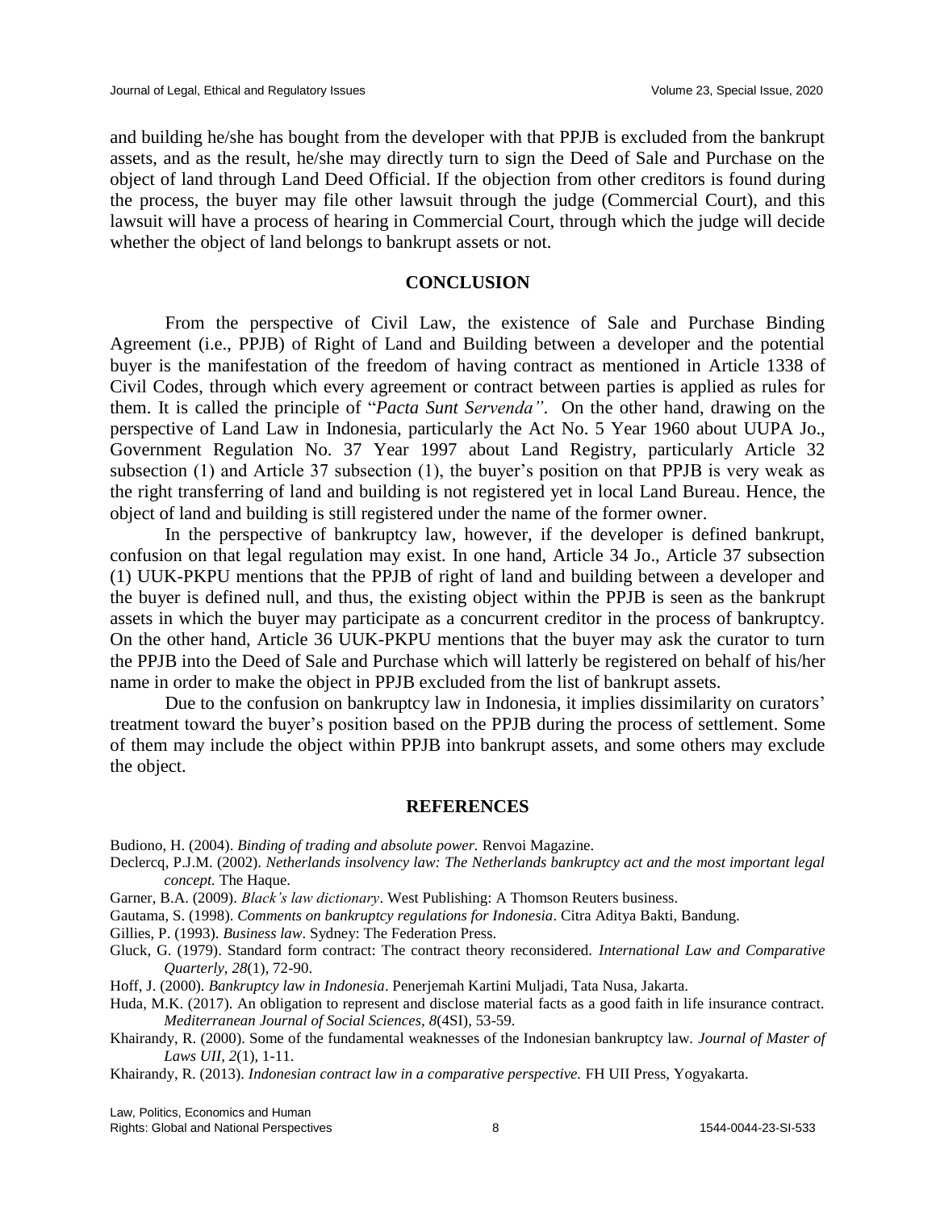and building he/she has bought from the developer with that PPJB is excluded from the bankrupt assets, and as the result, he/she may directly turn to sign the Deed of Sale and Purchase on the object of land through Land Deed Official. If the objection from other creditors is found during the process, the buyer may file other lawsuit through the judge (Commercial Court), and this lawsuit will have a process of hearing in Commercial Court, through which the judge will decide whether the object of land belongs to bankrupt assets or not.

## CONCLUSION

From the perspective of Civil Law, the existence of Sale and Purchase Binding Agreement (i.e., PPJB) of Right of Land and Building between a developer and the potential buyer is the manifestation of the freedom of having contract as mentioned in Article 1338 of Civil Codes, through which every agreement or contract between parties is applied as rules for them. It is called the principle of "*Pacta Sunt Servenda"*. On the other hand, drawing on the perspective of Land Law in Indonesia, particularly the Act No. 5 Year 1960 about UUPA Jo., Government Regulation No. 37 Year 1997 about Land Registry, particularly Article 32 subsection (1) and Article 37 subsection (1), the buyer's position on that PPJB is very weak as the right transferring of land and building is not registered yet in local Land Bureau. Hence, the object of land and building is still registered under the name of the former owner.

In the perspective of bankruptcy law, however, if the developer is defined bankrupt, confusion on that legal regulation may exist. In one hand, Article 34 Jo., Article 37 subsection (1) UUK-PKPU mentions that the PPJB of right of land and building between a developer and the buyer is defined null, and thus, the existing object within the PPJB is seen as the bankrupt assets in which the buyer may participate as a concurrent creditor in the process of bankruptcy. On the other hand, Article 36 UUK-PKPU mentions that the buyer may ask the curator to turn the PPJB into the Deed of Sale and Purchase which will latterly be registered on behalf of his/her name in order to make the object in PPJB excluded from the list of bankrupt assets.

Due to the confusion on bankruptcy law in Indonesia, it implies dissimilarity on curators' treatment toward the buyer's position based on the PPJB during the process of settlement. Some of them may include the object within PPJB into bankrupt assets, and some others may exclude the object.

## REFERENCES

Budiono, H. (2004). *Binding of trading and absolute power.* Renvoi Magazine.

Declercq, P.J.M. (2002). *Netherlands insolvency law: The Netherlands bankruptcy act and the most important legal concept.* The Haque.

Garner, B.A. (2009). *Black's law dictionary*. West Publishing: A Thomson Reuters business.

Gautama, S. (1998). *Comments on bankruptcy regulations for Indonesia*. Citra Aditya Bakti, Bandung.

Gillies, P. (1993). *Business law*. Sydney: The Federation Press.

Gluck, G. (1979). Standard form contract: The contract theory reconsidered. *International Law and Comparative Quarterly*, *28*(1), 72-90.

Hoff, J. (2000). *Bankruptcy law in Indonesia*. Penerjemah Kartini Muljadi, Tata Nusa, Jakarta.

Huda, M.K. (2017). An obligation to represent and disclose material facts as a good faith in life insurance contract. *Mediterranean Journal of Social Sciences*, *8*(4SI), 53-59.

Khairandy, R. (2000). Some of the fundamental weaknesses of the Indonesian bankruptcy law. *Journal of Master of Laws UII*, *2*(1), 1-11.

Khairandy, R. (2013). *Indonesian contract law in a comparative perspective.* FH UII Press, Yogyakarta.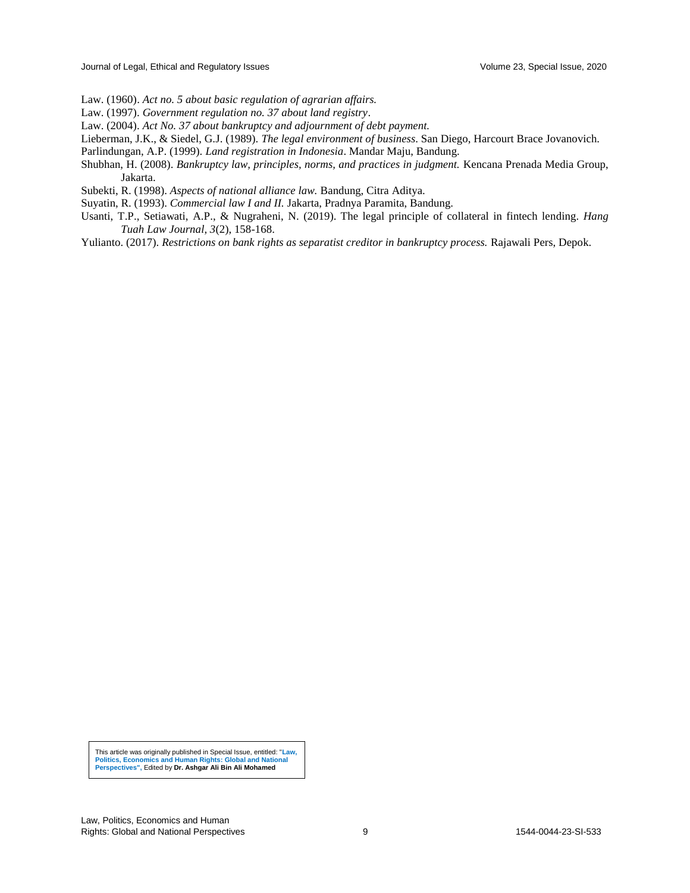Law. (1960). *Act no. 5 about basic regulation of agrarian affairs.*

Law. (1997). *Government regulation no. 37 about land registry*.

Law. (2004). *Act No. 37 about bankruptcy and adjournment of debt payment.*

Lieberman, J.K., & Siedel, G.J. (1989). *The legal environment of business*. San Diego, Harcourt Brace Jovanovich.

Parlindungan, A.P. (1999). *Land registration in Indonesia*. Mandar Maju, Bandung.

Shubhan, H. (2008). *Bankruptcy law, principles, norms, and practices in judgment.* Kencana Prenada Media Group, Jakarta.

Subekti, R. (1998). *Aspects of national alliance law.* Bandung, Citra Aditya.

Suyatin, R. (1993). *Commercial law I and II.* Jakarta, Pradnya Paramita, Bandung.

Usanti, T.P., Setiawati, A.P., & Nugraheni, N. (2019). The legal principle of collateral in fintech lending. *Hang Tuah Law Journal, 3*(2), 158-168.

Yulianto. (2017). *Restrictions on bank rights as separatist creditor in bankruptcy process.* Rajawali Pers, Depok.

This article was originally published in Special Issue, entitled: "**Law, Politics, Economics and Human Rights: Global and National Perspectives**", Edited by **Dr. Ashgar Ali Bin Ali Mohamed**